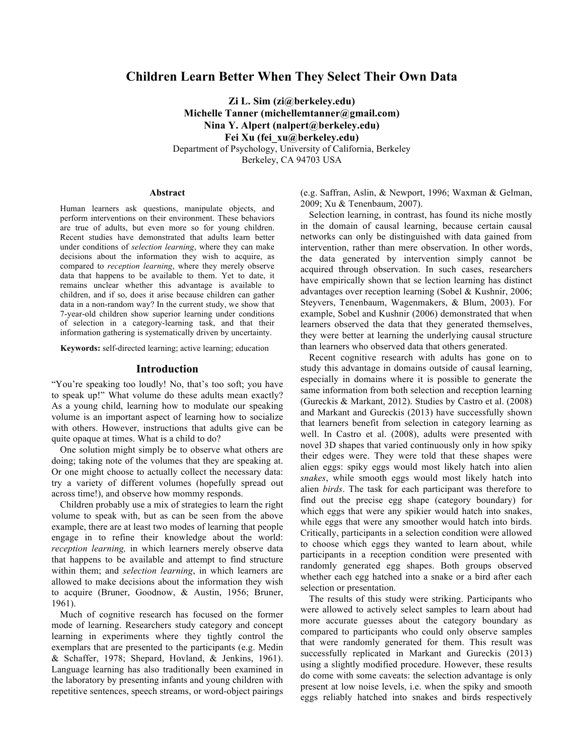# Children Learn Better When They Select Their Own Data

**Zi L. Sim (zi@berkeley.edu)**
**Michelle Tanner (michellemtanner@gmail.com)**
**Nina Y. Alpert (nalpert@berkeley.edu)**
**Fei Xu (fei_xu@berkeley.edu)**
Department of Psychology, University of California, Berkeley
Berkeley, CA 94703 USA

## Abstract

Human learners ask questions, manipulate objects, and perform interventions on their environment. These behaviors are true of adults, but even more so for young children. Recent studies have demonstrated that adults learn better under conditions of *selection learning*, where they can make decisions about the information they wish to acquire, as compared to *reception learning*, where they merely observe data that happens to be available to them. Yet to date, it remains unclear whether this advantage is available to children, and if so, does it arise because children can gather data in a non-random way? In the current study, we show that 7-year-old children show superior learning under conditions of selection in a category-learning task, and that their information gathering is systematically driven by uncertainty.

**Keywords:** self-directed learning; active learning; education

## Introduction

"You're speaking too loudly! No, that's too soft; you have to speak up!" What volume do these adults mean exactly? As a young child, learning how to modulate our speaking volume is an important aspect of learning how to socialize with others. However, instructions that adults give can be quite opaque at times. What is a child to do?

One solution might simply be to observe what others are doing; taking note of the volumes that they are speaking at. Or one might choose to actually collect the necessary data: try a variety of different volumes (hopefully spread out across time!), and observe how mommy responds.

Children probably use a mix of strategies to learn the right volume to speak with, but as can be seen from the above example, there are at least two modes of learning that people engage in to refine their knowledge about the world: *reception learning,* in which learners merely observe data that happens to be available and attempt to find structure within them; and *selection learning*, in which learners are allowed to make decisions about the information they wish to acquire (Bruner, Goodnow, & Austin, 1956; Bruner, 1961).

Much of cognitive research has focused on the former mode of learning. Researchers study category and concept learning in experiments where they tightly control the exemplars that are presented to the participants (e.g. Medin & Schaffer, 1978; Shepard, Hovland, & Jenkins, 1961). Language learning has also traditionally been examined in the laboratory by presenting infants and young children with repetitive sentences, speech streams, or word-object pairings (e.g. Saffran, Aslin, & Newport, 1996; Waxman & Gelman, 2009; Xu & Tenenbaum, 2007).

Selection learning, in contrast, has found its niche mostly in the domain of causal learning, because certain causal networks can only be distinguished with data gained from intervention, rather than mere observation. In other words, the data generated by intervention simply cannot be acquired through observation. In such cases, researchers have empirically shown that se lection learning has distinct advantages over reception learning (Sobel & Kushnir, 2006; Steyvers, Tenenbaum, Wagenmakers, & Blum, 2003). For example, Sobel and Kushnir (2006) demonstrated that when learners observed the data that they generated themselves, they were better at learning the underlying causal structure than learners who observed data that others generated.

Recent cognitive research with adults has gone on to study this advantage in domains outside of causal learning, especially in domains where it is possible to generate the same information from both selection and reception learning (Gureckis & Markant, 2012). Studies by Castro et al. (2008) and Markant and Gureckis (2013) have successfully shown that learners benefit from selection in category learning as well. In Castro et al. (2008), adults were presented with novel 3D shapes that varied continuously only in how spiky their edges were. They were told that these shapes were alien eggs: spiky eggs would most likely hatch into alien *snakes*, while smooth eggs would most likely hatch into alien *birds*. The task for each participant was therefore to find out the precise egg shape (category boundary) for which eggs that were any spikier would hatch into snakes, while eggs that were any smoother would hatch into birds. Critically, participants in a selection condition were allowed to choose which eggs they wanted to learn about, while participants in a reception condition were presented with randomly generated egg shapes. Both groups observed whether each egg hatched into a snake or a bird after each selection or presentation.

The results of this study were striking. Participants who were allowed to actively select samples to learn about had more accurate guesses about the category boundary as compared to participants who could only observe samples that were randomly generated for them. This result was successfully replicated in Markant and Gureckis (2013) using a slightly modified procedure. However, these results do come with some caveats: the selection advantage is only present at low noise levels, i.e. when the spiky and smooth eggs reliably hatched into snakes and birds respectively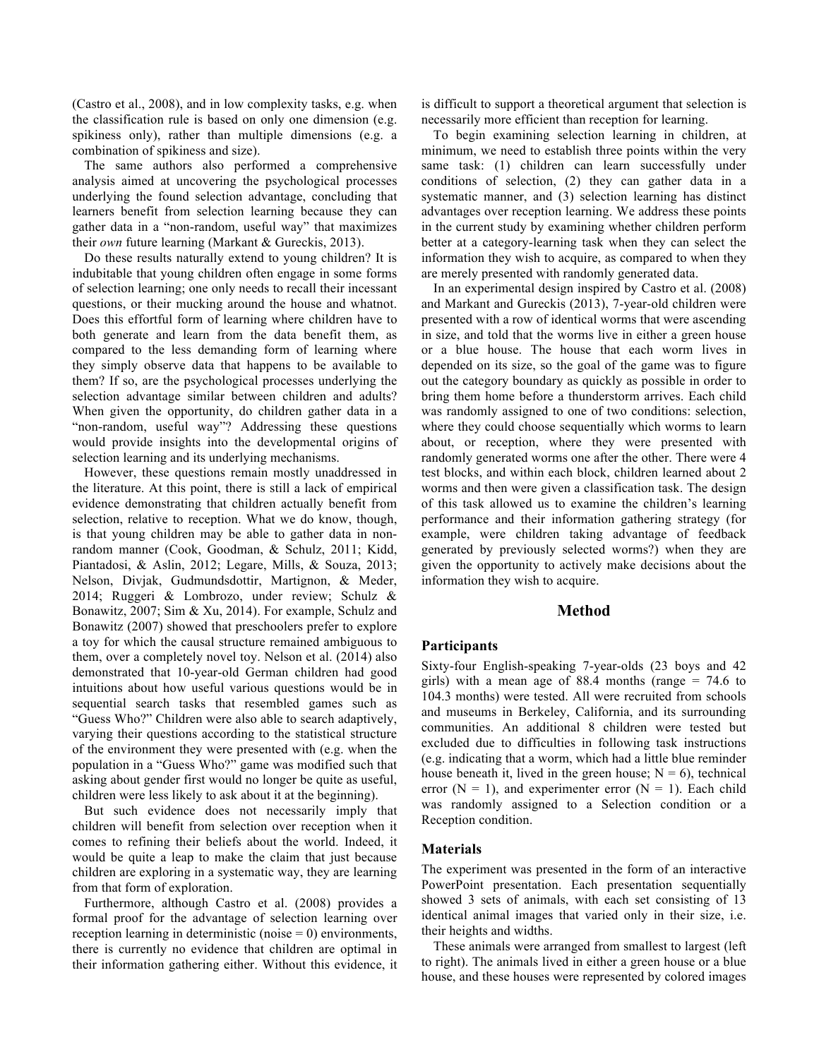(Castro et al., 2008), and in low complexity tasks, e.g. when the classification rule is based on only one dimension (e.g. spikiness only), rather than multiple dimensions (e.g. a combination of spikiness and size).

The same authors also performed a comprehensive analysis aimed at uncovering the psychological processes underlying the found selection advantage, concluding that learners benefit from selection learning because they can gather data in a "non-random, useful way" that maximizes their *own* future learning (Markant & Gureckis, 2013).

Do these results naturally extend to young children? It is indubitable that young children often engage in some forms of selection learning; one only needs to recall their incessant questions, or their mucking around the house and whatnot. Does this effortful form of learning where children have to both generate and learn from the data benefit them, as compared to the less demanding form of learning where they simply observe data that happens to be available to them? If so, are the psychological processes underlying the selection advantage similar between children and adults? When given the opportunity, do children gather data in a "non-random, useful way"? Addressing these questions would provide insights into the developmental origins of selection learning and its underlying mechanisms.

However, these questions remain mostly unaddressed in the literature. At this point, there is still a lack of empirical evidence demonstrating that children actually benefit from selection, relative to reception. What we do know, though, is that young children may be able to gather data in non-random manner (Cook, Goodman, & Schulz, 2011; Kidd, Piantadosi, & Aslin, 2012; Legare, Mills, & Souza, 2013; Nelson, Divjak, Gudmundsdottir, Martignon, & Meder, 2014; Ruggeri & Lombrozo, under review; Schulz & Bonawitz, 2007; Sim & Xu, 2014). For example, Schulz and Bonawitz (2007) showed that preschoolers prefer to explore a toy for which the causal structure remained ambiguous to them, over a completely novel toy. Nelson et al. (2014) also demonstrated that 10-year-old German children had good intuitions about how useful various questions would be in sequential search tasks that resembled games such as "Guess Who?" Children were also able to search adaptively, varying their questions according to the statistical structure of the environment they were presented with (e.g. when the population in a "Guess Who?" game was modified such that asking about gender first would no longer be quite as useful, children were less likely to ask about it at the beginning).

But such evidence does not necessarily imply that children will benefit from selection over reception when it comes to refining their beliefs about the world. Indeed, it would be quite a leap to make the claim that just because children are exploring in a systematic way, they are learning from that form of exploration.

Furthermore, although Castro et al. (2008) provides a formal proof for the advantage of selection learning over reception learning in deterministic (noise = 0) environments, there is currently no evidence that children are optimal in their information gathering either. Without this evidence, it is difficult to support a theoretical argument that selection is necessarily more efficient than reception for learning.

To begin examining selection learning in children, at minimum, we need to establish three points within the very same task: (1) children can learn successfully under conditions of selection, (2) they can gather data in a systematic manner, and (3) selection learning has distinct advantages over reception learning. We address these points in the current study by examining whether children perform better at a category-learning task when they can select the information they wish to acquire, as compared to when they are merely presented with randomly generated data.

In an experimental design inspired by Castro et al. (2008) and Markant and Gureckis (2013), 7-year-old children were presented with a row of identical worms that were ascending in size, and told that the worms live in either a green house or a blue house. The house that each worm lives in depended on its size, so the goal of the game was to figure out the category boundary as quickly as possible in order to bring them home before a thunderstorm arrives. Each child was randomly assigned to one of two conditions: selection, where they could choose sequentially which worms to learn about, or reception, where they were presented with randomly generated worms one after the other. There were 4 test blocks, and within each block, children learned about 2 worms and then were given a classification task. The design of this task allowed us to examine the children's learning performance and their information gathering strategy (for example, were children taking advantage of feedback generated by previously selected worms?) when they are given the opportunity to actively make decisions about the information they wish to acquire.

## Method

### Participants

Sixty-four English-speaking 7-year-olds (23 boys and 42 girls) with a mean age of 88.4 months (range = 74.6 to 104.3 months) were tested. All were recruited from schools and museums in Berkeley, California, and its surrounding communities. An additional 8 children were tested but excluded due to difficulties in following task instructions (e.g. indicating that a worm, which had a little blue reminder house beneath it, lived in the green house; N = 6), technical error (N = 1), and experimenter error (N = 1). Each child was randomly assigned to a Selection condition or a Reception condition.

### Materials

The experiment was presented in the form of an interactive PowerPoint presentation. Each presentation sequentially showed 3 sets of animals, with each set consisting of 13 identical animal images that varied only in their size, i.e. their heights and widths.

These animals were arranged from smallest to largest (left to right). The animals lived in either a green house or a blue house, and these houses were represented by colored images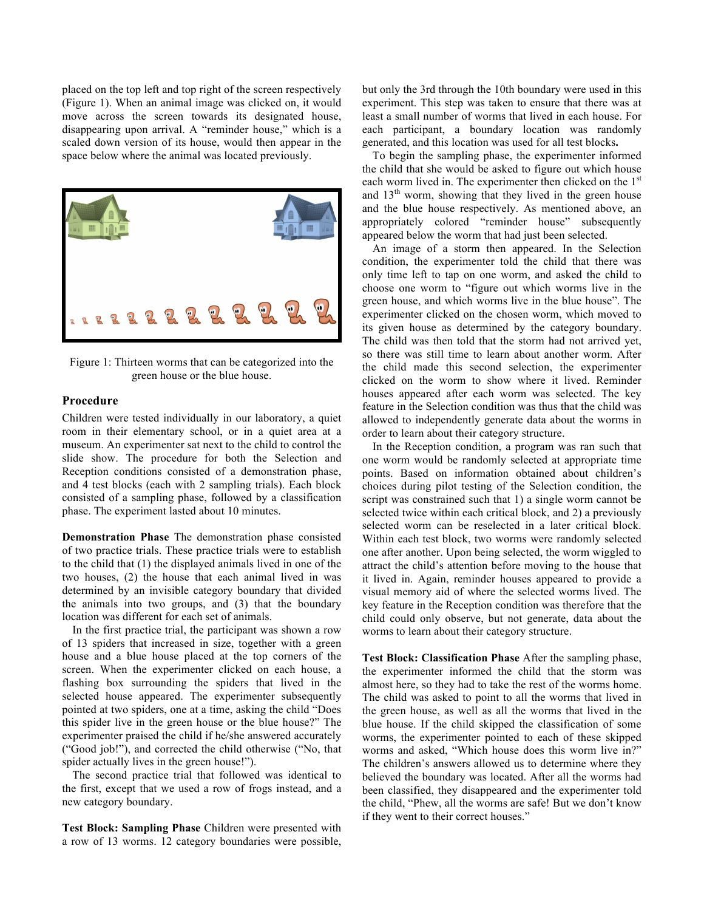placed on the top left and top right of the screen respectively (Figure 1). When an animal image was clicked on, it would move across the screen towards its designated house, disappearing upon arrival. A "reminder house," which is a scaled down version of its house, would then appear in the space below where the animal was located previously.

Figure 1: Thirteen worms that can be categorized into the green house or the blue house.

### Procedure

Children were tested individually in our laboratory, a quiet room in their elementary school, or in a quiet area at a museum. An experimenter sat next to the child to control the slide show. The procedure for both the Selection and Reception conditions consisted of a demonstration phase, and 4 test blocks (each with 2 sampling trials). Each block consisted of a sampling phase, followed by a classification phase. The experiment lasted about 10 minutes.

**Demonstration Phase** The demonstration phase consisted of two practice trials. These practice trials were to establish to the child that (1) the displayed animals lived in one of the two houses, (2) the house that each animal lived in was determined by an invisible category boundary that divided the animals into two groups, and (3) that the boundary location was different for each set of animals.

In the first practice trial, the participant was shown a row of 13 spiders that increased in size, together with a green house and a blue house placed at the top corners of the screen. When the experimenter clicked on each house, a flashing box surrounding the spiders that lived in the selected house appeared. The experimenter subsequently pointed at two spiders, one at a time, asking the child "Does this spider live in the green house or the blue house?" The experimenter praised the child if he/she answered accurately ("Good job!"), and corrected the child otherwise ("No, that spider actually lives in the green house!").

The second practice trial that followed was identical to the first, except that we used a row of frogs instead, and a new category boundary.

**Test Block: Sampling Phase** Children were presented with a row of 13 worms. 12 category boundaries were possible, but only the 3rd through the 10th boundary were used in this experiment. This step was taken to ensure that there was at least a small number of worms that lived in each house. For each participant, a boundary location was randomly generated, and this location was used for all test blocks.

To begin the sampling phase, the experimenter informed the child that she would be asked to figure out which house each worm lived in. The experimenter then clicked on the 1st and 13th worm, showing that they lived in the green house and the blue house respectively. As mentioned above, an appropriately colored "reminder house" subsequently appeared below the worm that had just been selected.

An image of a storm then appeared. In the Selection condition, the experimenter told the child that there was only time left to tap on one worm, and asked the child to choose one worm to "figure out which worms live in the green house, and which worms live in the blue house". The experimenter clicked on the chosen worm, which moved to its given house as determined by the category boundary. The child was then told that the storm had not arrived yet, so there was still time to learn about another worm. After the child made this second selection, the experimenter clicked on the worm to show where it lived. Reminder houses appeared after each worm was selected. The key feature in the Selection condition was thus that the child was allowed to independently generate data about the worms in order to learn about their category structure.

In the Reception condition, a program was ran such that one worm would be randomly selected at appropriate time points. Based on information obtained about children's choices during pilot testing of the Selection condition, the script was constrained such that 1) a single worm cannot be selected twice within each critical block, and 2) a previously selected worm can be reselected in a later critical block. Within each test block, two worms were randomly selected one after another. Upon being selected, the worm wiggled to attract the child's attention before moving to the house that it lived in. Again, reminder houses appeared to provide a visual memory aid of where the selected worms lived. The key feature in the Reception condition was therefore that the child could only observe, but not generate, data about the worms to learn about their category structure.

**Test Block: Classification Phase** After the sampling phase, the experimenter informed the child that the storm was almost here, so they had to take the rest of the worms home. The child was asked to point to all the worms that lived in the green house, as well as all the worms that lived in the blue house. If the child skipped the classification of some worms, the experimenter pointed to each of these skipped worms and asked, "Which house does this worm live in?" The children's answers allowed us to determine where they believed the boundary was located. After all the worms had been classified, they disappeared and the experimenter told the child, "Phew, all the worms are safe! But we don't know if they went to their correct houses."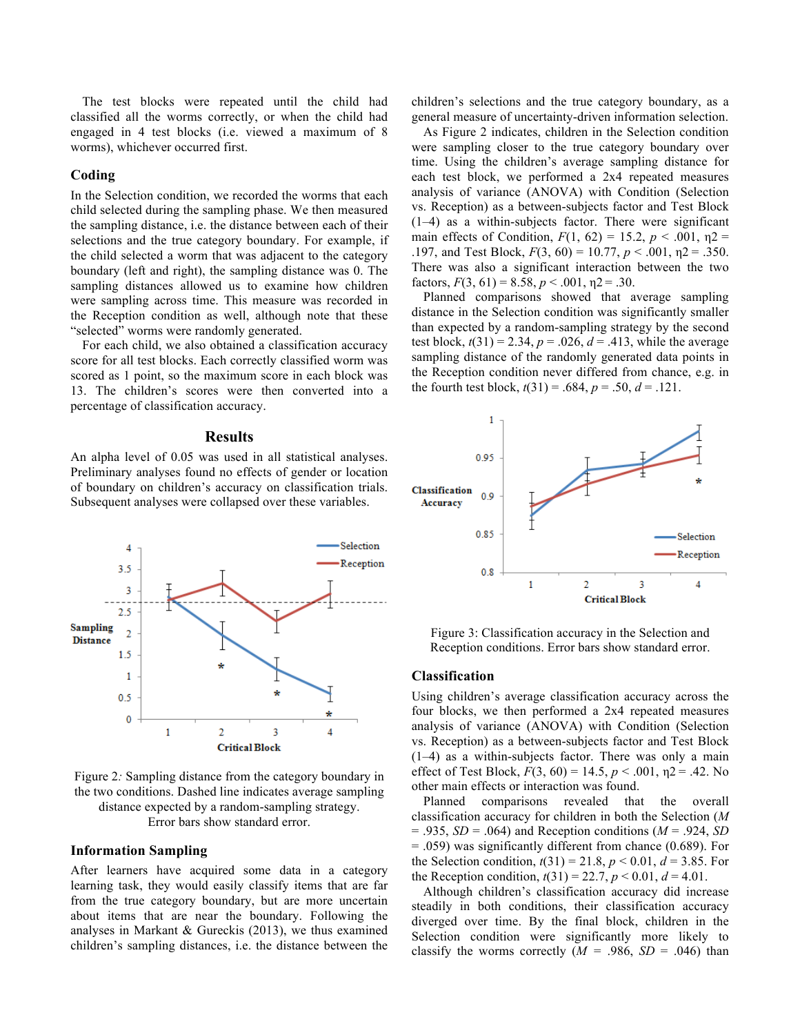The test blocks were repeated until the child had classified all the worms correctly, or when the child had engaged in 4 test blocks (i.e. viewed a maximum of 8 worms), whichever occurred first.

### Coding

In the Selection condition, we recorded the worms that each child selected during the sampling phase. We then measured the sampling distance, i.e. the distance between each of their selections and the true category boundary. For example, if the child selected a worm that was adjacent to the category boundary (left and right), the sampling distance was 0. The sampling distances allowed us to examine how children were sampling across time. This measure was recorded in the Reception condition as well, although note that these "selected" worms were randomly generated.

For each child, we also obtained a classification accuracy score for all test blocks. Each correctly classified worm was scored as 1 point, so the maximum score in each block was 13. The children's scores were then converted into a percentage of classification accuracy.

## Results

An alpha level of 0.05 was used in all statistical analyses. Preliminary analyses found no effects of gender or location of boundary on children's accuracy on classification trials. Subsequent analyses were collapsed over these variables.

Figure 2: Sampling distance from the category boundary in the two conditions. Dashed line indicates average sampling distance expected by a random-sampling strategy. Error bars show standard error.

### Information Sampling

After learners have acquired some data in a category learning task, they would easily classify items that are far from the true category boundary, but are more uncertain about items that are near the boundary. Following the analyses in Markant & Gureckis (2013), we thus examined children's sampling distances, i.e. the distance between the children's selections and the true category boundary, as a general measure of uncertainty-driven information selection.

As Figure 2 indicates, children in the Selection condition were sampling closer to the true category boundary over time. Using the children's average sampling distance for each test block, we performed a 2x4 repeated measures analysis of variance (ANOVA) with Condition (Selection vs. Reception) as a between-subjects factor and Test Block (1–4) as a within-subjects factor. There were significant main effects of Condition, $F(1, 62) = 15.2$, $p < .001$, $\eta 2 = .197$, and Test Block, $F(3, 60) = 10.77$, $p < .001$, $\eta 2 = .350$. There was also a significant interaction between the two factors, $F(3, 61) = 8.58$, $p < .001$, $\eta 2 = .30$.

Planned comparisons showed that average sampling distance in the Selection condition was significantly smaller than expected by a random-sampling strategy by the second test block, $t(31) = 2.34$, $p = .026$, $d = .413$, while the average sampling distance of the randomly generated data points in the Reception condition never differed from chance, e.g. in the fourth test block, $t(31) = .684$, $p = .50$, $d = .121$.

Figure 3: Classification accuracy in the Selection and Reception conditions. Error bars show standard error.

### Classification

Using children's average classification accuracy across the four blocks, we then performed a 2x4 repeated measures analysis of variance (ANOVA) with Condition (Selection vs. Reception) as a between-subjects factor and Test Block (1–4) as a within-subjects factor. There was only a main effect of Test Block, $F(3, 60) = 14.5$, $p < .001$, $\eta 2 = .42$. No other main effects or interaction was found.

Planned comparisons revealed that the overall classification accuracy for children in both the Selection ($M = .935$, $SD = .064$) and Reception conditions ($M = .924$, $SD = .059$) was significantly different from chance (0.689). For the Selection condition, $t(31) = 21.8$, $p < 0.01$, $d = 3.85$. For the Reception condition, $t(31) = 22.7$, $p < 0.01$, $d = 4.01$.

Although children's classification accuracy did increase steadily in both conditions, their classification accuracy diverged over time. By the final block, children in the Selection condition were significantly more likely to classify the worms correctly ($M = .986$, $SD = .046$) than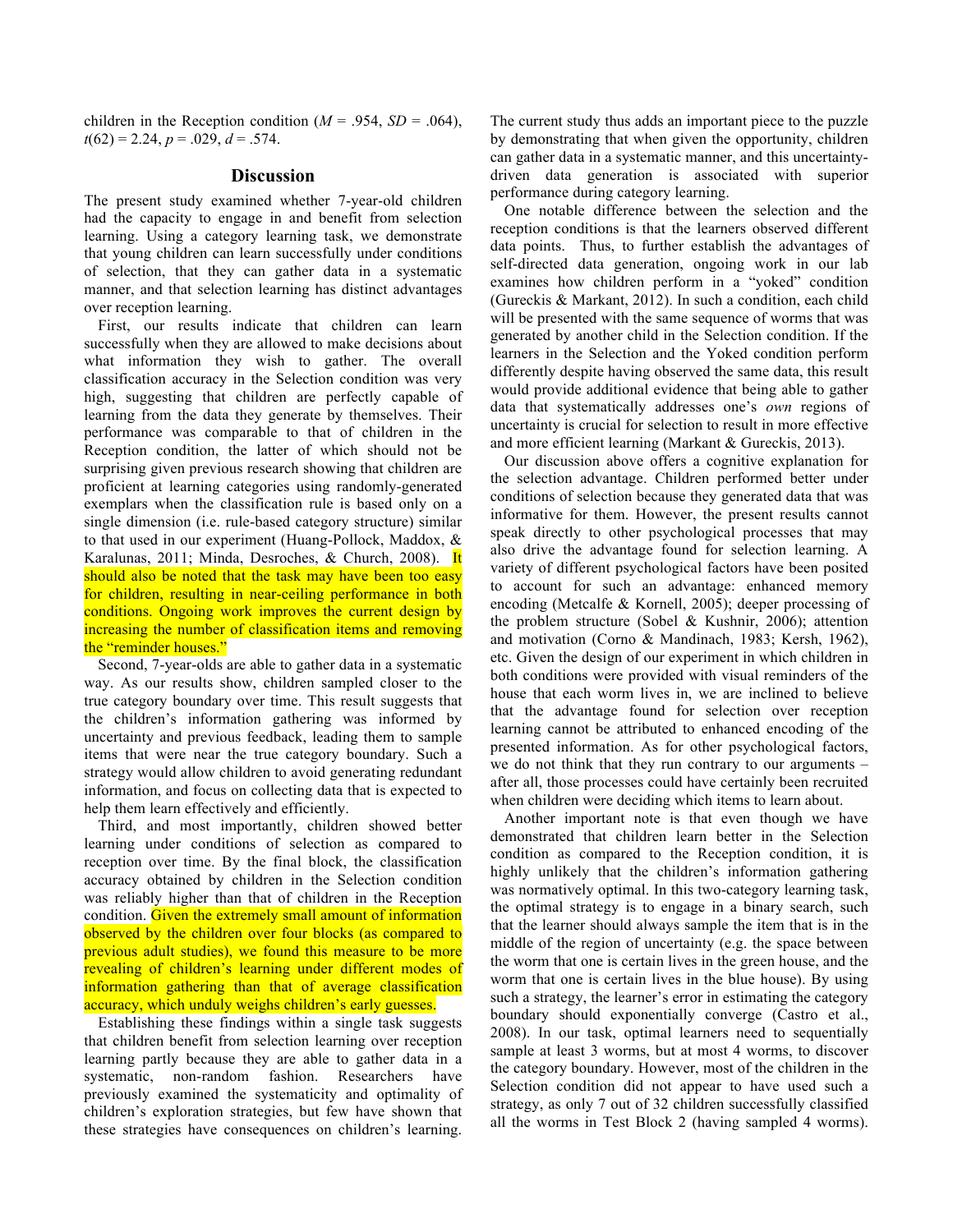children in the Reception condition ($M = .954$, $SD = .064$), $t(62) = 2.24$, $p = .029$, $d = .574$.

## Discussion

The present study examined whether 7-year-old children had the capacity to engage in and benefit from selection learning. Using a category learning task, we demonstrate that young children can learn successfully under conditions of selection, that they can gather data in a systematic manner, and that selection learning has distinct advantages over reception learning.

First, our results indicate that children can learn successfully when they are allowed to make decisions about what information they wish to gather. The overall classification accuracy in the Selection condition was very high, suggesting that children are perfectly capable of learning from the data they generate by themselves. Their performance was comparable to that of children in the Reception condition, the latter of which should not be surprising given previous research showing that children are proficient at learning categories using randomly-generated exemplars when the classification rule is based only on a single dimension (i.e. rule-based category structure) similar to that used in our experiment (Huang-Pollock, Maddox, & Karalunas, 2011; Minda, Desroches, & Church, 2008). It should also be noted that the task may have been too easy for children, resulting in near-ceiling performance in both conditions. Ongoing work improves the current design by increasing the number of classification items and removing the "reminder houses."

Second, 7-year-olds are able to gather data in a systematic way. As our results show, children sampled closer to the true category boundary over time. This result suggests that the children's information gathering was informed by uncertainty and previous feedback, leading them to sample items that were near the true category boundary. Such a strategy would allow children to avoid generating redundant information, and focus on collecting data that is expected to help them learn effectively and efficiently.

Third, and most importantly, children showed better learning under conditions of selection as compared to reception over time. By the final block, the classification accuracy obtained by children in the Selection condition was reliably higher than that of children in the Reception condition. Given the extremely small amount of information observed by the children over four blocks (as compared to previous adult studies), we found this measure to be more revealing of children's learning under different modes of information gathering than that of average classification accuracy, which unduly weighs children's early guesses.

Establishing these findings within a single task suggests that children benefit from selection learning over reception learning partly because they are able to gather data in a systematic, non-random fashion. Researchers have previously examined the systematicity and optimality of children's exploration strategies, but few have shown that these strategies have consequences on children's learning. The current study thus adds an important piece to the puzzle by demonstrating that when given the opportunity, children can gather data in a systematic manner, and this uncertainty-driven data generation is associated with superior performance during category learning.

One notable difference between the selection and the reception conditions is that the learners observed different data points. Thus, to further establish the advantages of self-directed data generation, ongoing work in our lab examines how children perform in a "yoked" condition (Gureckis & Markant, 2012). In such a condition, each child will be presented with the same sequence of worms that was generated by another child in the Selection condition. If the learners in the Selection and the Yoked condition perform differently despite having observed the same data, this result would provide additional evidence that being able to gather data that systematically addresses one's *own* regions of uncertainty is crucial for selection to result in more effective and more efficient learning (Markant & Gureckis, 2013).

Our discussion above offers a cognitive explanation for the selection advantage. Children performed better under conditions of selection because they generated data that was informative for them. However, the present results cannot speak directly to other psychological processes that may also drive the advantage found for selection learning. A variety of different psychological factors have been posited to account for such an advantage: enhanced memory encoding (Metcalfe & Kornell, 2005); deeper processing of the problem structure (Sobel & Kushnir, 2006); attention and motivation (Corno & Mandinach, 1983; Kersh, 1962), etc. Given the design of our experiment in which children in both conditions were provided with visual reminders of the house that each worm lives in, we are inclined to believe that the advantage found for selection over reception learning cannot be attributed to enhanced encoding of the presented information. As for other psychological factors, we do not think that they run contrary to our arguments – after all, those processes could have certainly been recruited when children were deciding which items to learn about.

Another important note is that even though we have demonstrated that children learn better in the Selection condition as compared to the Reception condition, it is highly unlikely that the children's information gathering was normatively optimal. In this two-category learning task, the optimal strategy is to engage in a binary search, such that the learner should always sample the item that is in the middle of the region of uncertainty (e.g. the space between the worm that one is certain lives in the green house, and the worm that one is certain lives in the blue house). By using such a strategy, the learner's error in estimating the category boundary should exponentially converge (Castro et al., 2008). In our task, optimal learners need to sequentially sample at least 3 worms, but at most 4 worms, to discover the category boundary. However, most of the children in the Selection condition did not appear to have used such a strategy, as only 7 out of 32 children successfully classified all the worms in Test Block 2 (having sampled 4 worms).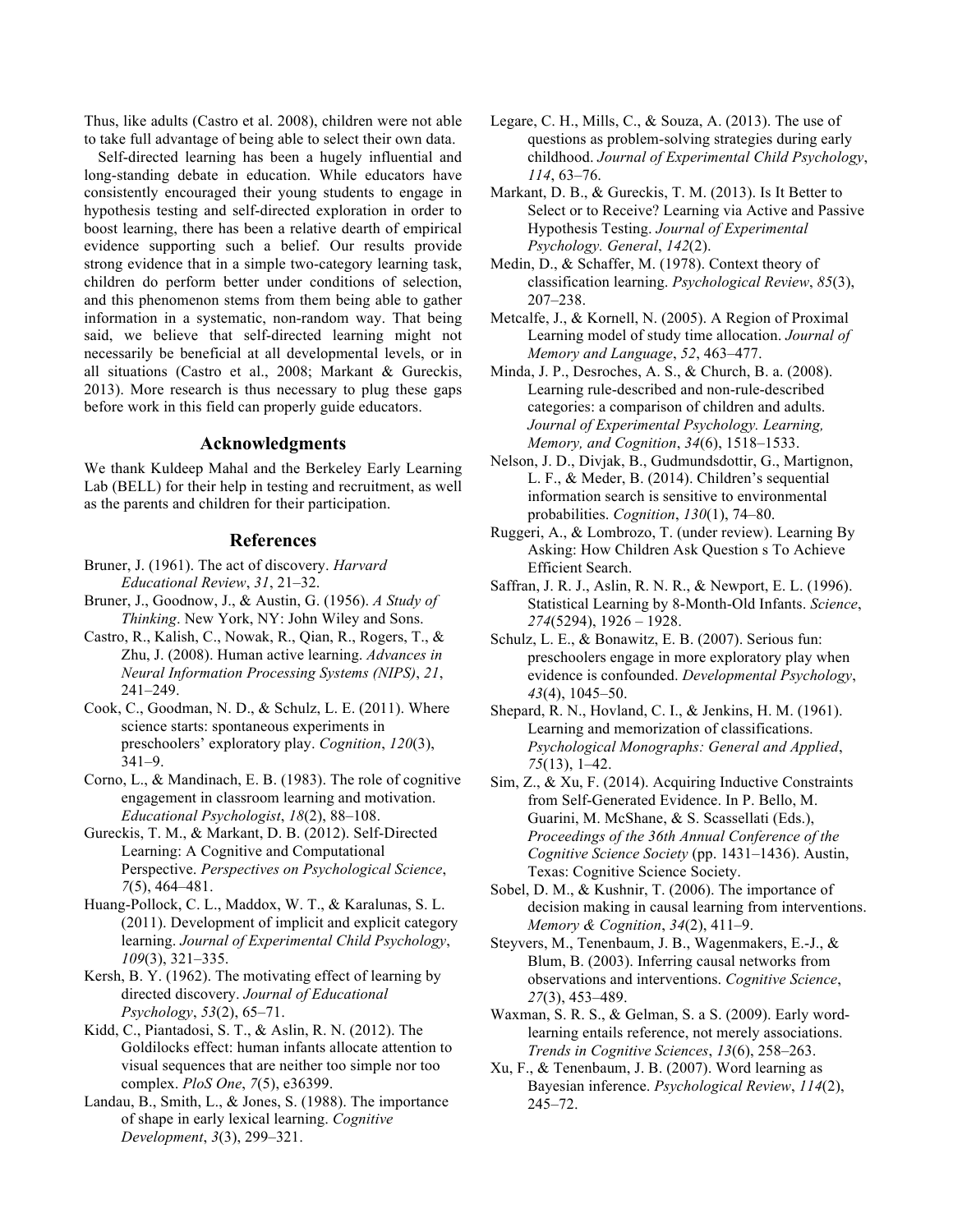Thus, like adults (Castro et al. 2008), children were not able to take full advantage of being able to select their own data.

Self-directed learning has been a hugely influential and long-standing debate in education. While educators have consistently encouraged their young students to engage in hypothesis testing and self-directed exploration in order to boost learning, there has been a relative dearth of empirical evidence supporting such a belief. Our results provide strong evidence that in a simple two-category learning task, children do perform better under conditions of selection, and this phenomenon stems from them being able to gather information in a systematic, non-random way. That being said, we believe that self-directed learning might not necessarily be beneficial at all developmental levels, or in all situations (Castro et al., 2008; Markant & Gureckis, 2013). More research is thus necessary to plug these gaps before work in this field can properly guide educators.

## Acknowledgments

We thank Kuldeep Mahal and the Berkeley Early Learning Lab (BELL) for their help in testing and recruitment, as well as the parents and children for their participation.

## References

Bruner, J. (1961). The act of discovery. *Harvard Educational Review*, *31*, 21–32.

Bruner, J., Goodnow, J., & Austin, G. (1956). *A Study of Thinking*. New York, NY: John Wiley and Sons.

Castro, R., Kalish, C., Nowak, R., Qian, R., Rogers, T., & Zhu, J. (2008). Human active learning. *Advances in Neural Information Processing Systems (NIPS)*, *21*, 241–249.

Cook, C., Goodman, N. D., & Schulz, L. E. (2011). Where science starts: spontaneous experiments in preschoolers' exploratory play. *Cognition*, *120*(3), 341–9.

Corno, L., & Mandinach, E. B. (1983). The role of cognitive engagement in classroom learning and motivation. *Educational Psychologist*, *18*(2), 88–108.

Gureckis, T. M., & Markant, D. B. (2012). Self-Directed Learning: A Cognitive and Computational Perspective. *Perspectives on Psychological Science*, *7*(5), 464–481.

Huang-Pollock, C. L., Maddox, W. T., & Karalunas, S. L. (2011). Development of implicit and explicit category learning. *Journal of Experimental Child Psychology*, *109*(3), 321–335.

Kersh, B. Y. (1962). The motivating effect of learning by directed discovery. *Journal of Educational Psychology*, *53*(2), 65–71.

Kidd, C., Piantadosi, S. T., & Aslin, R. N. (2012). The Goldilocks effect: human infants allocate attention to visual sequences that are neither too simple nor too complex. *PloS One*, *7*(5), e36399.

Landau, B., Smith, L., & Jones, S. (1988). The importance of shape in early lexical learning. *Cognitive Development*, *3*(3), 299–321.

Legare, C. H., Mills, C., & Souza, A. (2013). The use of questions as problem-solving strategies during early childhood. *Journal of Experimental Child Psychology*, *114*, 63–76.

Markant, D. B., & Gureckis, T. M. (2013). Is It Better to Select or to Receive? Learning via Active and Passive Hypothesis Testing. *Journal of Experimental Psychology. General*, *142*(2).

Medin, D., & Schaffer, M. (1978). Context theory of classification learning. *Psychological Review*, *85*(3), 207–238.

Metcalfe, J., & Kornell, N. (2005). A Region of Proximal Learning model of study time allocation. *Journal of Memory and Language*, *52*, 463–477.

Minda, J. P., Desroches, A. S., & Church, B. a. (2008). Learning rule-described and non-rule-described categories: a comparison of children and adults. *Journal of Experimental Psychology. Learning, Memory, and Cognition*, *34*(6), 1518–1533.

Nelson, J. D., Divjak, B., Gudmundsdottir, G., Martignon, L. F., & Meder, B. (2014). Children's sequential information search is sensitive to environmental probabilities. *Cognition*, *130*(1), 74–80.

Ruggeri, A., & Lombrozo, T. (under review). Learning By Asking: How Children Ask Question s To Achieve Efficient Search.

Saffran, J. R. J., Aslin, R. N. R., & Newport, E. L. (1996). Statistical Learning by 8-Month-Old Infants. *Science*, *274*(5294), 1926 – 1928.

Schulz, L. E., & Bonawitz, E. B. (2007). Serious fun: preschoolers engage in more exploratory play when evidence is confounded. *Developmental Psychology*, *43*(4), 1045–50.

Shepard, R. N., Hovland, C. I., & Jenkins, H. M. (1961). Learning and memorization of classifications. *Psychological Monographs: General and Applied*, *75*(13), 1–42.

Sim, Z., & Xu, F. (2014). Acquiring Inductive Constraints from Self-Generated Evidence. In P. Bello, M. Guarini, M. McShane, & S. Scassellati (Eds.), *Proceedings of the 36th Annual Conference of the Cognitive Science Society* (pp. 1431–1436). Austin, Texas: Cognitive Science Society.

Sobel, D. M., & Kushnir, T. (2006). The importance of decision making in causal learning from interventions. *Memory & Cognition*, *34*(2), 411–9.

Steyvers, M., Tenenbaum, J. B., Wagenmakers, E.-J., & Blum, B. (2003). Inferring causal networks from observations and interventions. *Cognitive Science*, *27*(3), 453–489.

Waxman, S. R. S., & Gelman, S. a S. (2009). Early word-learning entails reference, not merely associations. *Trends in Cognitive Sciences*, *13*(6), 258–263.

Xu, F., & Tenenbaum, J. B. (2007). Word learning as Bayesian inference. *Psychological Review*, *114*(2), 245–72.